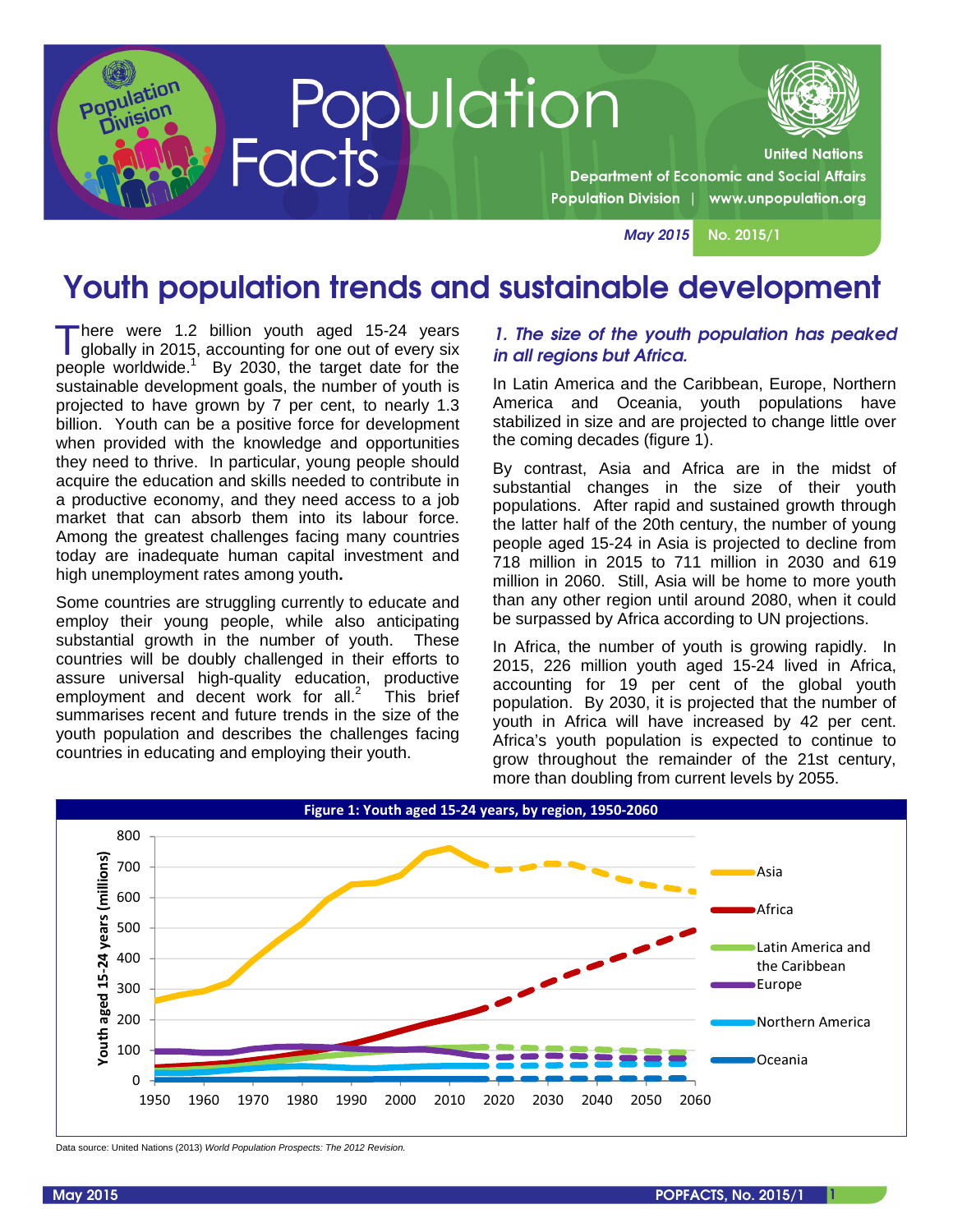# Population Facts

United Nations
Department of Economic and Social Affairs
Population Division | www.unpopulation.org

May 2015 No. 2015/1

# Youth population trends and sustainable development

There were 1.2 billion youth aged 15-24 years globally in 2015, accounting for one out of every six people worldwide.[1] By 2030, the target date for the sustainable development goals, the number of youth is projected to have grown by 7 per cent, to nearly 1.3 billion. Youth can be a positive force for development when provided with the knowledge and opportunities they need to thrive. In particular, young people should acquire the education and skills needed to contribute in a productive economy, and they need access to a job market that can absorb them into its labour force. Among the greatest challenges facing many countries today are inadequate human capital investment and high unemployment rates among youth**.**

Some countries are struggling currently to educate and employ their young people, while also anticipating substantial growth in the number of youth. These countries will be doubly challenged in their efforts to assure universal high-quality education, productive employment and decent work for all.[2] This brief summarises recent and future trends in the size of the youth population and describes the challenges facing countries in educating and employing their youth.

### *1. The size of the youth population has peaked in all regions but Africa.*

In Latin America and the Caribbean, Europe, Northern America and Oceania, youth populations have stabilized in size and are projected to change little over the coming decades (figure 1).

By contrast, Asia and Africa are in the midst of substantial changes in the size of their youth populations. After rapid and sustained growth through the latter half of the 20th century, the number of young people aged 15-24 in Asia is projected to decline from 718 million in 2015 to 711 million in 2030 and 619 million in 2060. Still, Asia will be home to more youth than any other region until around 2080, when it could be surpassed by Africa according to UN projections.

In Africa, the number of youth is growing rapidly. In 2015, 226 million youth aged 15-24 lived in Africa, accounting for 19 per cent of the global youth population. By 2030, it is projected that the number of youth in Africa will have increased by 42 per cent. Africa's youth population is expected to continue to grow throughout the remainder of the 21st century, more than doubling from current levels by 2055.

**Figure 1: Youth aged 15-24 years, by region, 1950-2060**

Data source: United Nations (2013) *World Population Prospects: The 2012 Revision.*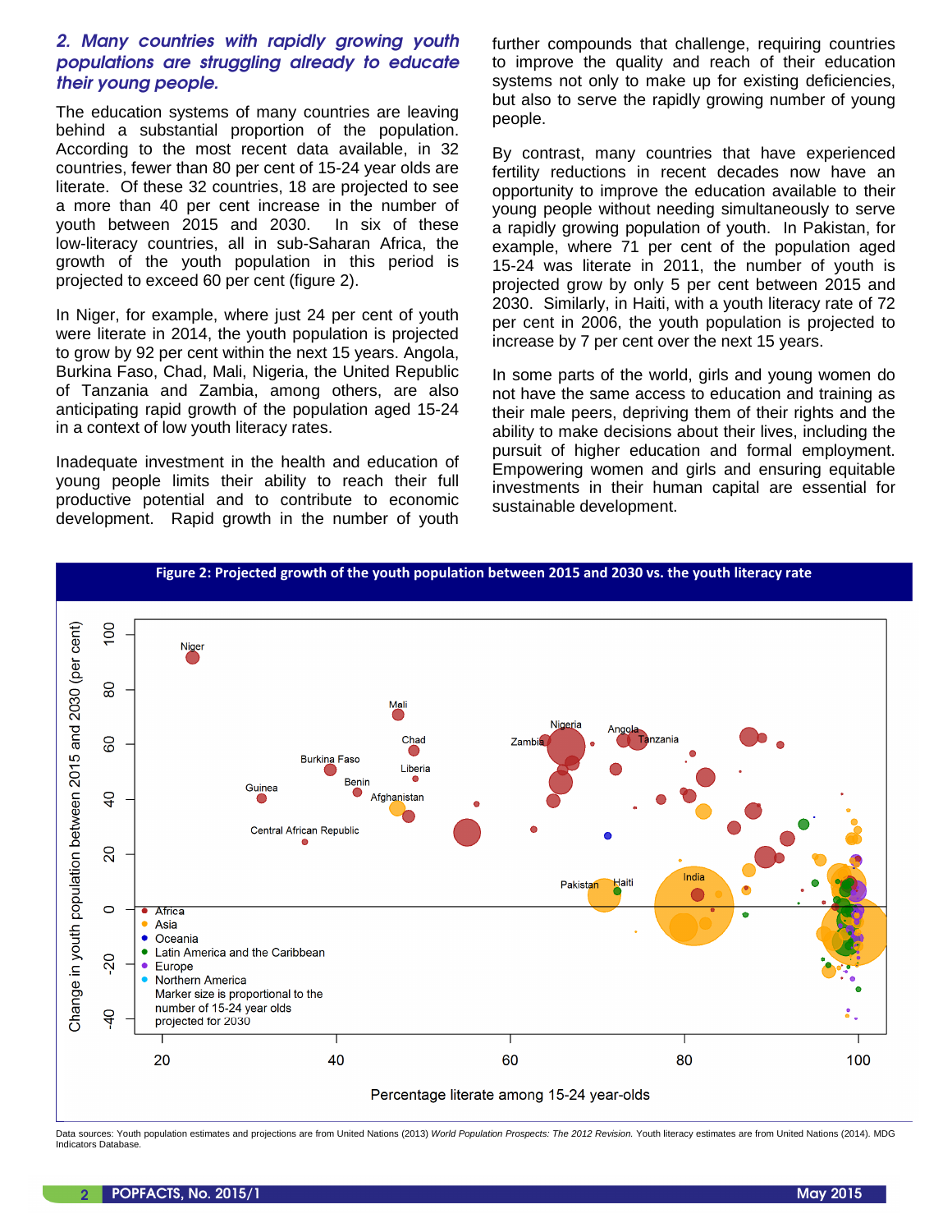## 2. Many countries with rapidly growing youth populations are struggling already to educate their young people.

The education systems of many countries are leaving behind a substantial proportion of the population. According to the most recent data available, in 32 countries, fewer than 80 per cent of 15-24 year olds are literate. Of these 32 countries, 18 are projected to see a more than 40 per cent increase in the number of youth between 2015 and 2030. In six of these low-literacy countries, all in sub-Saharan Africa, the growth of the youth population in this period is projected to exceed 60 per cent (figure 2).

In Niger, for example, where just 24 per cent of youth were literate in 2014, the youth population is projected to grow by 92 per cent within the next 15 years. Angola, Burkina Faso, Chad, Mali, Nigeria, the United Republic of Tanzania and Zambia, among others, are also anticipating rapid growth of the population aged 15-24 in a context of low youth literacy rates.

Inadequate investment in the health and education of young people limits their ability to reach their full productive potential and to contribute to economic development. Rapid growth in the number of youth further compounds that challenge, requiring countries to improve the quality and reach of their education systems not only to make up for existing deficiencies, but also to serve the rapidly growing number of young people.

By contrast, many countries that have experienced fertility reductions in recent decades now have an opportunity to improve the education available to their young people without needing simultaneously to serve a rapidly growing population of youth. In Pakistan, for example, where 71 per cent of the population aged 15-24 was literate in 2011, the number of youth is projected grow by only 5 per cent between 2015 and 2030. Similarly, in Haiti, with a youth literacy rate of 72 per cent in 2006, the youth population is projected to increase by 7 per cent over the next 15 years.

In some parts of the world, girls and young women do not have the same access to education and training as their male peers, depriving them of their rights and the ability to make decisions about their lives, including the pursuit of higher education and formal employment. Empowering women and girls and ensuring equitable investments in their human capital are essential for sustainable development.

**Figure 2: Projected growth of the youth population between 2015 and 2030 vs. the youth literacy rate**

Data sources: Youth population estimates and projections are from United Nations (2013) *World Population Prospects: The 2012 Revision.* Youth literacy estimates are from United Nations (2014). MDG Indicators Database.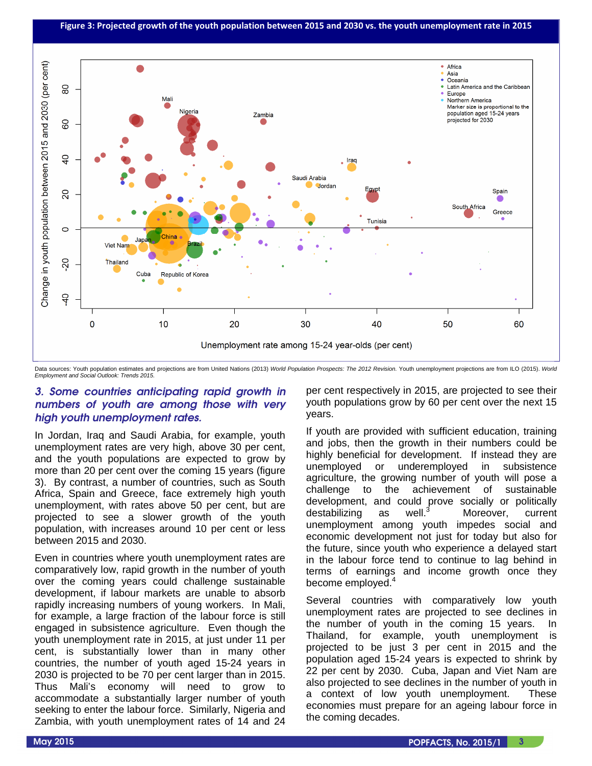**Figure 3: Projected growth of the youth population between 2015 and 2030 vs. the youth unemployment rate in 2015**

Data sources: Youth population estimates and projections are from United Nations (2013) *World Population Prospects: The 2012 Revision.* Youth unemployment projections are from ILO (2015). *World Employment and Social Outlook: Trends 2015.*

### *3. Some countries anticipating rapid growth in numbers of youth are among those with very high youth unemployment rates.*

In Jordan, Iraq and Saudi Arabia, for example, youth unemployment rates are very high, above 30 per cent, and the youth populations are expected to grow by more than 20 per cent over the coming 15 years (figure 3). By contrast, a number of countries, such as South Africa, Spain and Greece, face extremely high youth unemployment, with rates above 50 per cent, but are projected to see a slower growth of the youth population, with increases around 10 per cent or less between 2015 and 2030.

Even in countries where youth unemployment rates are comparatively low, rapid growth in the number of youth over the coming years could challenge sustainable development, if labour markets are unable to absorb rapidly increasing numbers of young workers. In Mali, for example, a large fraction of the labour force is still engaged in subsistence agriculture. Even though the youth unemployment rate in 2015, at just under 11 per cent, is substantially lower than in many other countries, the number of youth aged 15-24 years in 2030 is projected to be 70 per cent larger than in 2015. Thus Mali's economy will need to grow to accommodate a substantially larger number of youth seeking to enter the labour force. Similarly, Nigeria and Zambia, with youth unemployment rates of 14 and 24 per cent respectively in 2015, are projected to see their youth populations grow by 60 per cent over the next 15 years.

If youth are provided with sufficient education, training and jobs, then the growth in their numbers could be highly beneficial for development. If instead they are unemployed or underemployed in subsistence agriculture, the growing number of youth will pose a challenge to the achievement of sustainable development, and could prove socially or politically destabilizing as well.[3] Moreover, current unemployment among youth impedes social and economic development not just for today but also for the future, since youth who experience a delayed start in the labour force tend to continue to lag behind in terms of earnings and income growth once they become employed.[4]

Several countries with comparatively low youth unemployment rates are projected to see declines in the number of youth in the coming 15 years. In Thailand, for example, youth unemployment is projected to be just 3 per cent in 2015 and the population aged 15-24 years is expected to shrink by 22 per cent by 2030. Cuba, Japan and Viet Nam are also projected to see declines in the number of youth in a context of low youth unemployment. These economies must prepare for an ageing labour force in the coming decades.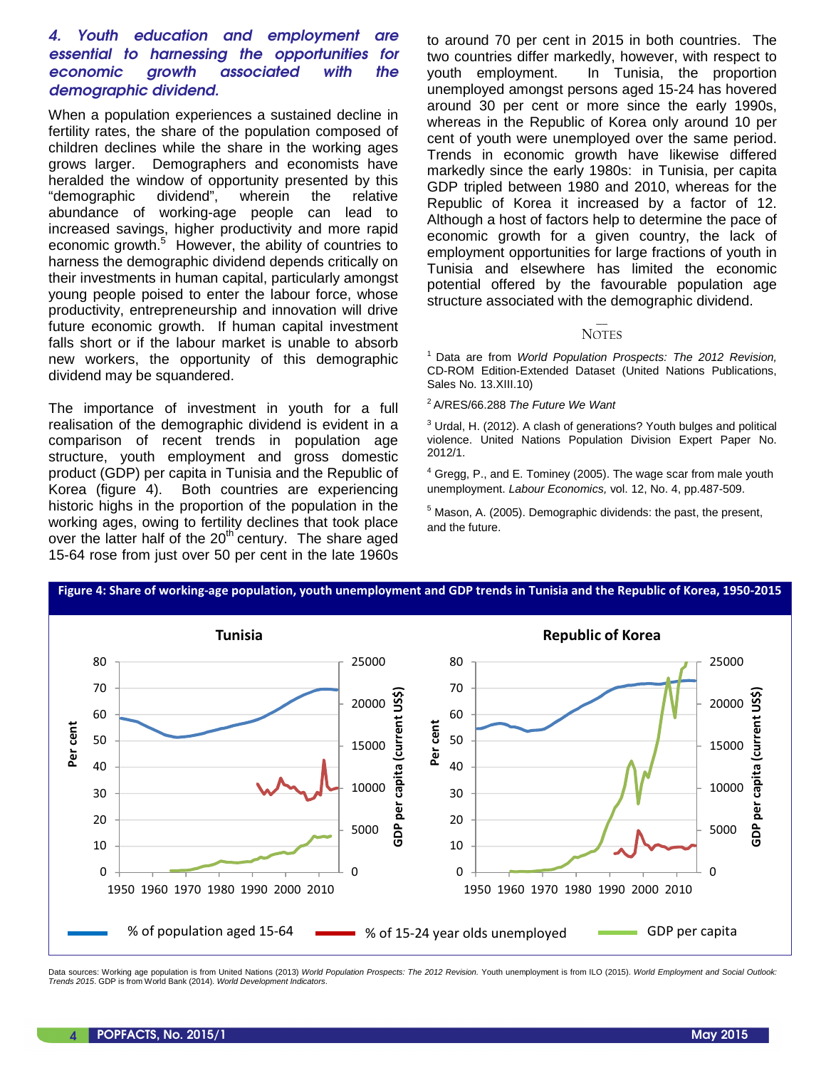### *4. Youth education and employment are essential to harnessing the opportunities for economic growth associated with the demographic dividend.*

When a population experiences a sustained decline in fertility rates, the share of the population composed of children declines while the share in the working ages grows larger. Demographers and economists have heralded the window of opportunity presented by this "demographic dividend", wherein the relative abundance of working-age people can lead to increased savings, higher productivity and more rapid economic growth.[5] However, the ability of countries to harness the demographic dividend depends critically on their investments in human capital, particularly amongst young people poised to enter the labour force, whose productivity, entrepreneurship and innovation will drive future economic growth. If human capital investment falls short or if the labour market is unable to absorb new workers, the opportunity of this demographic dividend may be squandered.

The importance of investment in youth for a full realisation of the demographic dividend is evident in a comparison of recent trends in population age structure, youth employment and gross domestic product (GDP) per capita in Tunisia and the Republic of Korea (figure 4). Both countries are experiencing historic highs in the proportion of the population in the working ages, owing to fertility declines that took place over the latter half of the 20th century. The share aged 15-64 rose from just over 50 per cent in the late 1960s to around 70 per cent in 2015 in both countries. The two countries differ markedly, however, with respect to youth employment. In Tunisia, the proportion unemployed amongst persons aged 15-24 has hovered around 30 per cent or more since the early 1990s, whereas in the Republic of Korea only around 10 per cent of youth were unemployed over the same period. Trends in economic growth have likewise differed markedly since the early 1980s: in Tunisia, per capita GDP tripled between 1980 and 2010, whereas for the Republic of Korea it increased by a factor of 12. Although a host of factors help to determine the pace of economic growth for a given country, the lack of employment opportunities for large fractions of youth in Tunisia and elsewhere has limited the economic potential offered by the favourable population age structure associated with the demographic dividend.

## NOTES

[1] Data are from *World Population Prospects: The 2012 Revision,* CD-ROM Edition-Extended Dataset (United Nations Publications, Sales No. 13.XIII.10)

[2] A/RES/66.288 *The Future We Want*

[3] Urdal, H. (2012). A clash of generations? Youth bulges and political violence. United Nations Population Division Expert Paper No. 2012/1.

[4] Gregg, P., and E. Tominey (2005). The wage scar from male youth unemployment. *Labour Economics,* vol. 12, No. 4, pp.487-509.

[5] Mason, A. (2005). Demographic dividends: the past, the present, and the future.

**Figure 4: Share of working-age population, youth unemployment and GDP trends in Tunisia and the Republic of Korea, 1950-2015**

Tunisia

Republic of Korea

Per cent: 0, 10, 20, 30, 40, 50, 60, 70, 80

GDP per capita (current US$): 0, 5000, 10000, 15000, 20000, 25000

1950 1960 1970 1980 1990 2000 2010

% of population aged 15-64 — % of 15-24 year olds unemployed — GDP per capita

Data sources: Working age population is from United Nations (2013) *World Population Prospects: The 2012 Revision.* Youth unemployment is from ILO (2015). *World Employment and Social Outlook: Trends 2015*. GDP is from World Bank (2014). *World Development Indicators*.